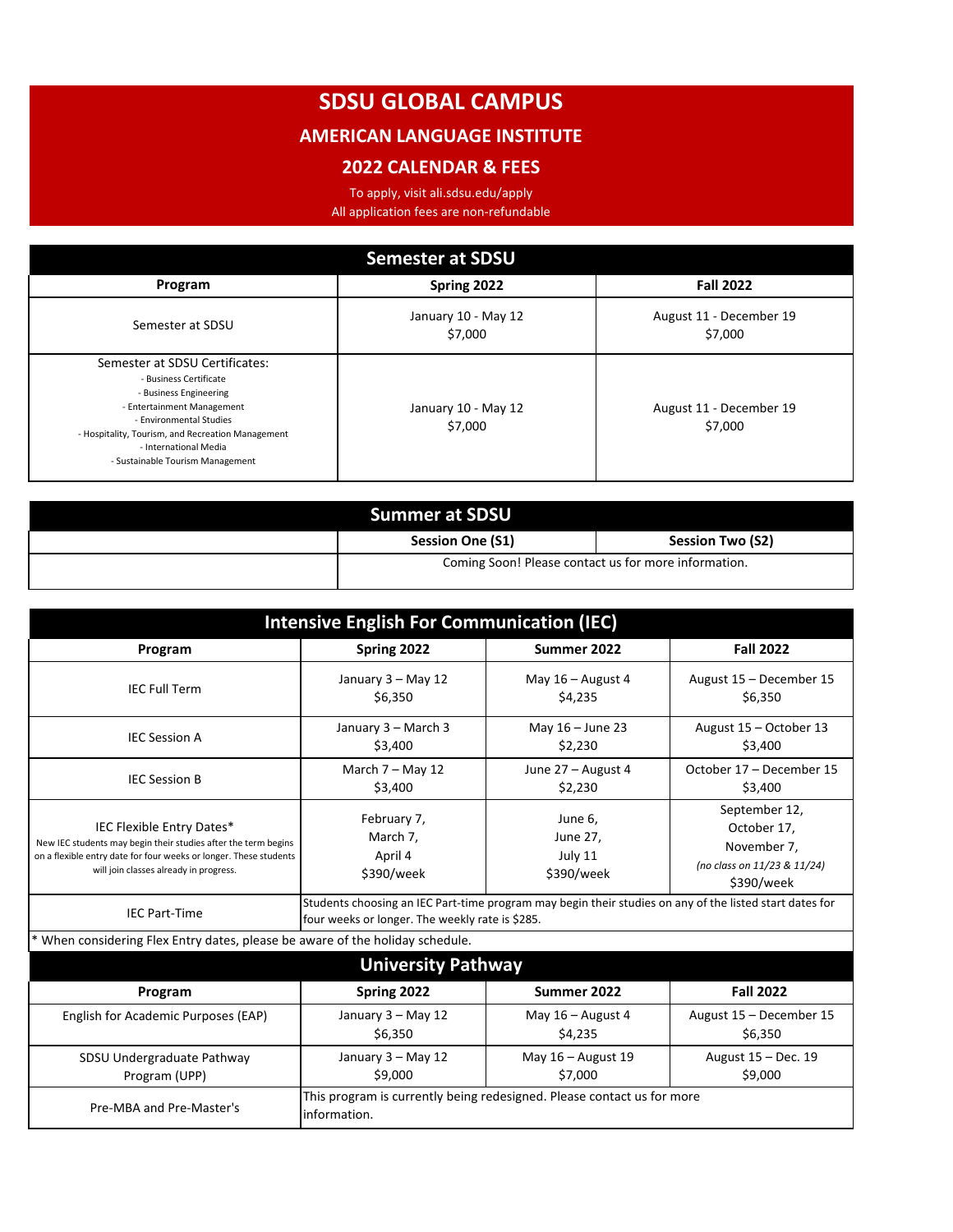# SDSU GLOBAL CAMPUS

## AMERICAN LANGUAGE INSTITUTE

## 2022 CALENDAR & FEES

To apply, visit ali.sdsu.edu/apply

All application fees are non-refundable

### Semester at SDSU

| Program | Spring 2022 | Fall 2022 |
|---|---|---|
| Semester at SDSU | January 10 - May 12<br>$7,000 | August 11 - December 19<br>$7,000 |
| Semester at SDSU Certificates:<br>- Business Certificate<br>- Business Engineering<br>- Entertainment Management<br>- Environmental Studies<br>- Hospitality, Tourism, and Recreation Management<br>- International Media<br>- Sustainable Tourism Management | January 10 - May 12<br>$7,000 | August 11 - December 19<br>$7,000 |

### Summer at SDSU

| | Session One (S1) | Session Two (S2) |
|---|---|---|
| | Coming Soon! Please contact us for more information. | |

### Intensive English For Communication (IEC)

| Program | Spring 2022 | Summer 2022 | Fall 2022 |
|---|---|---|---|
| IEC Full Term | January 3 – May 12<br>$6,350 | May 16 – August 4<br>$4,235 | August 15 – December 15<br>$6,350 |
| IEC Session A | January 3 – March 3<br>$3,400 | May 16 – June 23<br>$2,230 | August 15 – October 13<br>$3,400 |
| IEC Session B | March 7 – May 12<br>$3,400 | June 27 – August 4<br>$2,230 | October 17 – December 15<br>$3,400 |
| IEC Flexible Entry Dates*<br>New IEC students may begin their studies after the term begins on a flexible entry date for four weeks or longer. These students will join classes already in progress. | February 7,<br>March 7,<br>April 4<br>$390/week | June 6,<br>June 27,<br>July 11<br>$390/week | September 12,<br>October 17,<br>November 7,<br>*(no class on 11/23 & 11/24)*<br>$390/week |
| IEC Part-Time | Students choosing an IEC Part-time program may begin their studies on any of the listed start dates for four weeks or longer. The weekly rate is $285. | | |

* When considering Flex Entry dates, please be aware of the holiday schedule.

### University Pathway

| Program | Spring 2022 | Summer 2022 | Fall 2022 |
|---|---|---|---|
| English for Academic Purposes (EAP) | January 3 – May 12<br>$6,350 | May 16 – August 4<br>$4,235 | August 15 – December 15<br>$6,350 |
| SDSU Undergraduate Pathway Program (UPP) | January 3 – May 12<br>$9,000 | May 16 – August 19<br>$7,000 | August 15 – Dec. 19<br>$9,000 |
| Pre-MBA and Pre-Master's | This program is currently being redesigned. Please contact us for more information. | | |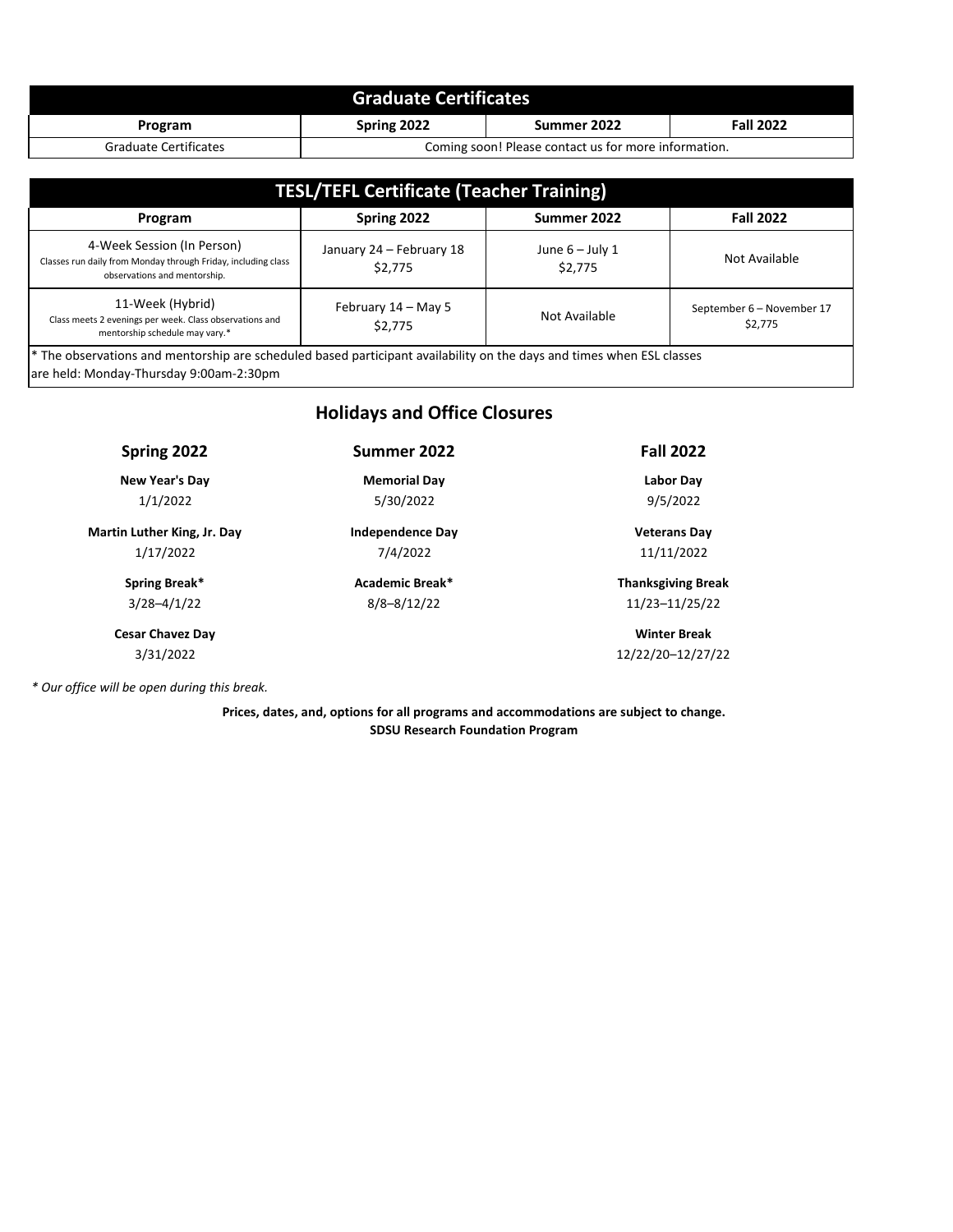| Graduate Certificates | | | |
|---|---|---|---|
| **Program** | **Spring 2022** | **Summer 2022** | **Fall 2022** |
| Graduate Certificates | Coming soon! Please contact us for more information. | | |

| TESL/TEFL Certificate (Teacher Training) | | | |
|---|---|---|---|
| **Program** | **Spring 2022** | **Summer 2022** | **Fall 2022** |
| 4-Week Session (In Person)<br>Classes run daily from Monday through Friday, including class observations and mentorship. | January 24 – February 18<br>$2,775 | June 6 – July 1<br>$2,775 | Not Available |
| 11-Week (Hybrid)<br>Class meets 2 evenings per week. Class observations and mentorship schedule may vary.* | February 14 – May 5<br>$2,775 | Not Available | September 6 – November 17<br>$2,775 |

* The observations and mentorship are scheduled based participant availability on the days and times when ESL classes are held: Monday-Thursday 9:00am-2:30pm

## Holidays and Office Closures

### Spring 2022

**New Year's Day**
1/1/2022

**Martin Luther King, Jr. Day**
1/17/2022

**Spring Break***
3/28–4/1/22

**Cesar Chavez Day**
3/31/2022

### Summer 2022

**Memorial Day**
5/30/2022

**Independence Day**
7/4/2022

**Academic Break***
8/8–8/12/22

### Fall 2022

**Labor Day**
9/5/2022

**Veterans Day**
11/11/2022

**Thanksgiving Break**
11/23–11/25/22

**Winter Break**
12/22/20–12/27/22

*\* Our office will be open during this break.*

**Prices, dates, and, options for all programs and accommodations are subject to change.**
**SDSU Research Foundation Program**